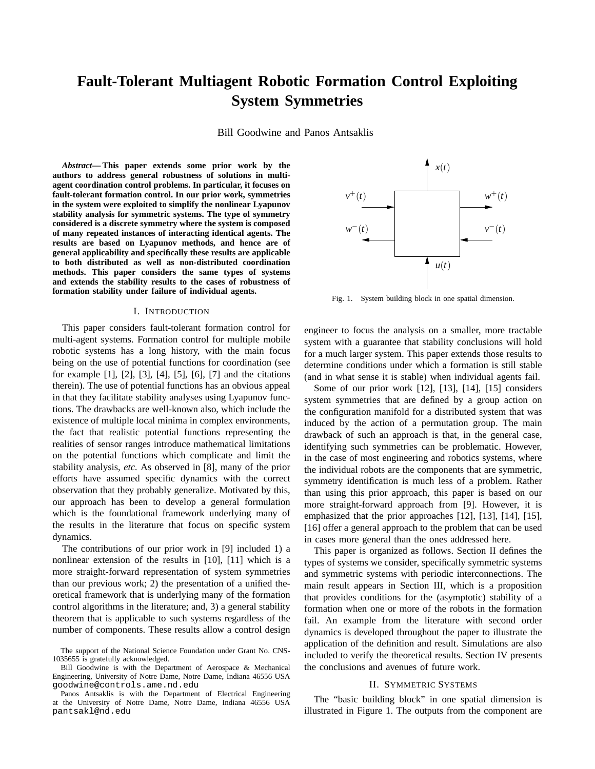# Fault-Tolerant Multiagent Robotic Formation Control Exploiting System Symmetries

Bill Goodwine and Panos Antsaklis

***Abstract*— This paper extends some prior work by the authors to address general robustness of solutions in multi-agent coordination control problems. In particular, it focuses on fault-tolerant formation control. In our prior work, symmetries in the system were exploited to simplify the nonlinear Lyapunov stability analysis for symmetric systems. The type of symmetry considered is a discrete symmetry where the system is composed of many repeated instances of interacting identical agents. The results are based on Lyapunov methods, and hence are of general applicability and specifically these results are applicable to both distributed as well as non-distributed coordination methods. This paper considers the same types of systems and extends the stability results to the cases of robustness of formation stability under failure of individual agents.**

## I. Introduction

This paper considers fault-tolerant formation control for multi-agent systems. Formation control for multiple mobile robotic systems has a long history, with the main focus being on the use of potential functions for coordination (see for example [1], [2], [3], [4], [5], [6], [7] and the citations therein). The use of potential functions has an obvious appeal in that they facilitate stability analyses using Lyapunov functions. The drawbacks are well-known also, which include the existence of multiple local minima in complex environments, the fact that realistic potential functions representing the realities of sensor ranges introduce mathematical limitations on the potential functions which complicate and limit the stability analysis, *etc*. As observed in [8], many of the prior efforts have assumed specific dynamics with the correct observation that they probably generalize. Motivated by this, our approach has been to develop a general formulation which is the foundational framework underlying many of the results in the literature that focus on specific system dynamics.

The contributions of our prior work in [9] included 1) a nonlinear extension of the results in [10], [11] which is a more straight-forward representation of system symmetries than our previous work; 2) the presentation of a unified theoretical framework that is underlying many of the formation control algorithms in the literature; and, 3) a general stability theorem that is applicable to such systems regardless of the number of components. These results allow a control design engineer to focus the analysis on a smaller, more tractable system with a guarantee that stability conclusions will hold for a much larger system. This paper extends those results to determine conditions under which a formation is still stable (and in what sense it is stable) when individual agents fail.

Some of our prior work [12], [13], [14], [15] considers system symmetries that are defined by a group action on the configuration manifold for a distributed system that was induced by the action of a permutation group. The main drawback of such an approach is that, in the general case, identifying such symmetries can be problematic. However, in the case of most engineering and robotics systems, where the individual robots are the components that are symmetric, symmetry identification is much less of a problem. Rather than using this prior approach, this paper is based on our more straight-forward approach from [9]. However, it is emphasized that the prior approaches [12], [13], [14], [15], [16] offer a general approach to the problem that can be used in cases more general than the ones addressed here.

This paper is organized as follows. Section II defines the types of systems we consider, specifically symmetric systems and symmetric systems with periodic interconnections. The main result appears in Section III, which is a proposition that provides conditions for the (asymptotic) stability of a formation when one or more of the robots in the formation fail. An example from the literature with second order dynamics is developed throughout the paper to illustrate the application of the definition and result. Simulations are also included to verify the theoretical results. Section IV presents the conclusions and avenues of future work.

$x(t)$

$v^+(t)$ $w^+(t)$

$w^-(t)$ $v^-(t)$

$u(t)$

Fig. 1. System building block in one spatial dimension.

## II. Symmetric Systems

The "basic building block" in one spatial dimension is illustrated in Figure 1. The outputs from the component are

The support of the National Science Foundation under Grant No. CNS-1035655 is gratefully acknowledged.

Bill Goodwine is with the Department of Aerospace & Mechanical Engineering, University of Notre Dame, Notre Dame, Indiana 46556 USA goodwine@controls.ame.nd.edu

Panos Antsaklis is with the Department of Electrical Engineering at the University of Notre Dame, Notre Dame, Indiana 46556 USA pantsakl@nd.edu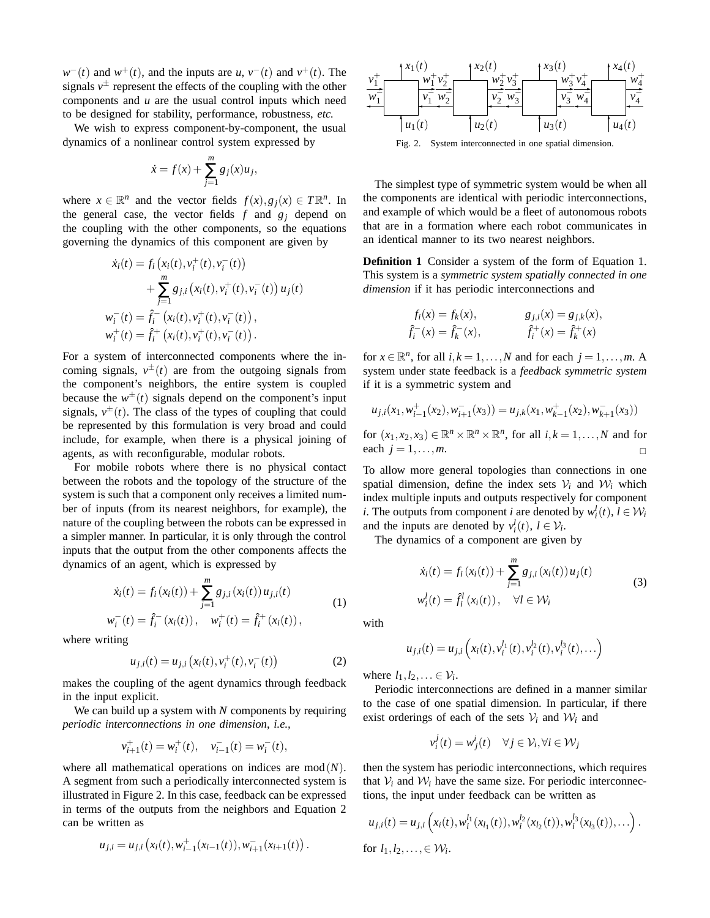$w^-(t)$ and $w^+(t)$, and the inputs are $u$, $v^-(t)$ and $v^+(t)$. The signals $v^\pm$ represent the effects of the coupling with the other components and $u$ are the usual control inputs which need to be designed for stability, performance, robustness, *etc.*

We wish to express component-by-component, the usual dynamics of a nonlinear control system expressed by

$$\dot{x} = f(x) + \sum_{j=1}^{m} g_j(x) u_j,$$

where $x \in \mathbb{R}^n$ and the vector fields $f(x), g_j(x) \in T\mathbb{R}^n$. In the general case, the vector fields $f$ and $g_j$ depend on the coupling with the other components, so the equations governing the dynamics of this component are given by

$$\begin{aligned}
\dot{x}_i(t) &= f_i\left(x_i(t), v_i^+(t), v_i^-(t)\right) \\
&\quad + \sum_{j=1}^{m} g_{j,i}\left(x_i(t), v_i^+(t), v_i^-(t)\right) u_j(t) \\
w_i^-(t) &= \hat{f}_i^-\left(x_i(t), v_i^+(t), v_i^-(t)\right), \\
w_i^+(t) &= \hat{f}_i^+\left(x_i(t), v_i^+(t), v_i^-(t)\right).
\end{aligned}$$

For a system of interconnected components where the incoming signals, $v^\pm(t)$ are from the outgoing signals from the component's neighbors, the entire system is coupled because the $w^\pm(t)$ signals depend on the component's input signals, $v^\pm(t)$. The class of the types of coupling that could be represented by this formulation is very broad and could include, for example, when there is a physical joining of agents, as with reconfigurable, modular robots.

For mobile robots where there is no physical contact between the robots and the topology of the structure of the system is such that a component only receives a limited number of inputs (from its nearest neighbors, for example), the nature of the coupling between the robots can be expressed in a simpler manner. In particular, it is only through the control inputs that the output from the other components affects the dynamics of an agent, which is expressed by

$$\begin{aligned}
\dot{x}_i(t) &= f_i\left(x_i(t)\right) + \sum_{j=1}^{m} g_{j,i}\left(x_i(t)\right) u_{j,i}(t) \\
w_i^-(t) &= \hat{f}_i^-\left(x_i(t)\right), \quad w_i^+(t) = \hat{f}_i^+\left(x_i(t)\right),
\end{aligned} \tag{1}$$

where writing

$$u_{j,i}(t) = u_{j,i}\left(x_i(t), v_i^+(t), v_i^-(t)\right) \tag{2}$$

makes the coupling of the agent dynamics through feedback in the input explicit.

We can build up a system with $N$ components by requiring *periodic interconnections in one dimension*, *i.e.*,

$$v_{i+1}^+(t) = w_i^+(t), \quad v_{i-1}^-(t) = w_i^-(t),$$

where all mathematical operations on indices are $\bmod(N)$. A segment from such a periodically interconnected system is illustrated in Figure 2. In this case, feedback can be expressed in terms of the outputs from the neighbors and Equation 2 can be written as

$$u_{j,i} = u_{j,i}\left(x_i(t), w_{i-1}^+(x_{i-1}(t)), w_{i+1}^-(x_{i+1}(t)\right).$$

$x_1(t)$ $x_2(t)$ $x_3(t)$ $x_4(t)$
$v_1^+$ $w_1^-$ $w_1^+$ $v_2^+$ $v_1^-$ $w_2^-$ $w_2^+$ $v_3^+$ $v_2^-$ $w_3^-$ $w_3^+$ $v_4^+$ $v_3^-$ $w_4^-$ $w_4^+$ $v_4^-$
$u_1(t)$ $u_2(t)$ $u_3(t)$ $u_4(t)$

Fig. 2. System interconnected in one spatial dimension.

The simplest type of symmetric system would be when all the components are identical with periodic interconnections, and example of which would be a fleet of autonomous robots that are in a formation where each robot communicates in an identical manner to its two nearest neighbors.

**Definition 1** Consider a system of the form of Equation 1. This system is a *symmetric system spatially connected in one dimension* if it has periodic interconnections and

$$\begin{aligned}
f_i(x) &= f_k(x), & g_{j,i}(x) &= g_{j,k}(x), \\
\hat{f}_i^-(x) &= \hat{f}_k^-(x), & \hat{f}_i^+(x) &= \hat{f}_k^+(x)
\end{aligned}$$

for $x \in \mathbb{R}^n$, for all $i,k = 1,\ldots,N$ and for each $j = 1,\ldots,m$. A system under state feedback is a *feedback symmetric system* if it is a symmetric system and

$$u_{j,i}(x_1, w_{i-1}^+(x_2), w_{i+1}^-(x_3)) = u_{j,k}(x_1, w_{k-1}^+(x_2), w_{k+1}^-(x_3))$$

for $(x_1,x_2,x_3) \in \mathbb{R}^n \times \mathbb{R}^n \times \mathbb{R}^n$, for all $i,k = 1,\ldots,N$ and for each $j = 1,\ldots,m$. □

To allow more general topologies than connections in one spatial dimension, define the index sets $\mathcal{V}_i$ and $\mathcal{W}_i$ which index multiple inputs and outputs respectively for component $i$. The outputs from component $i$ are denoted by $w_i^l(t)$, $l \in \mathcal{W}_i$ and the inputs are denoted by $v_i^l(t)$, $l \in \mathcal{V}_i$.

The dynamics of a component are given by

$$\begin{aligned}
\dot{x}_i(t) &= f_i\left(x_i(t)\right) + \sum_{j=1}^{m} g_{j,i}\left(x_i(t)\right) u_j(t) \\
w_i^l(t) &= \hat{f}_i^l\left(x_i(t)\right), \quad \forall l \in \mathcal{W}_i
\end{aligned} \tag{3}$$

with

$$u_{j,i}(t) = u_{j,i}\left(x_i(t), v_i^{l_1}(t), v_i^{l_2}(t), v_i^{l_3}(t), \ldots\right)$$

where $l_1, l_2, \ldots \in \mathcal{V}_i$.

Periodic interconnections are defined in a manner similar to the case of one spatial dimension. In particular, if there exist orderings of each of the sets $\mathcal{V}_i$ and $\mathcal{W}_i$ and

$$v_i^j(t) = w_j^i(t) \quad \forall j \in \mathcal{V}_i, \forall i \in \mathcal{W}_j$$

then the system has periodic interconnections, which requires that $\mathcal{V}_i$ and $\mathcal{W}_i$ have the same size. For periodic interconnections, the input under feedback can be written as

$$u_{j,i}(t) = u_{j,i}\left(x_i(t), w_i^{l_1}(x_{l_1}(t)), w_i^{l_2}(x_{l_2}(t)), w_i^{l_3}(x_{l_3}(t)), \ldots\right).$$

for $l_1, l_2, \ldots, \in \mathcal{W}_i$.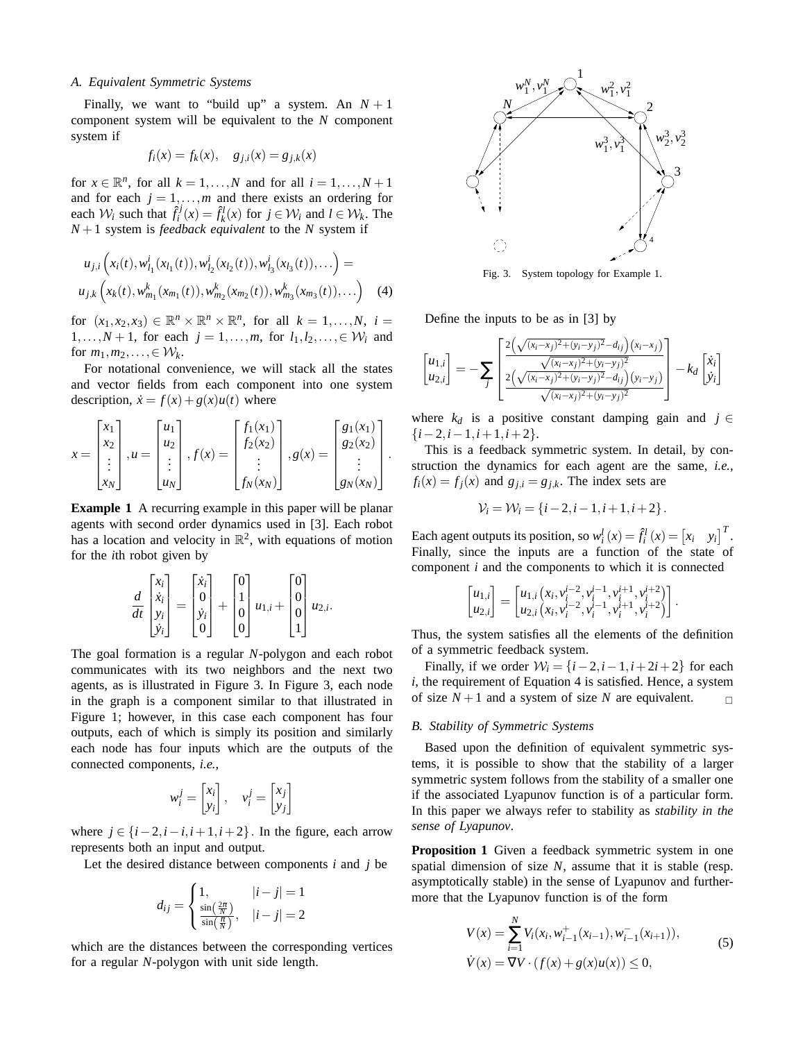### A. Equivalent Symmetric Systems

Finally, we want to "build up" a system. An $N+1$ component system will be equivalent to the $N$ component system if

$$f_i(x) = f_k(x), \quad g_{j,i}(x) = g_{j,k}(x)$$

for $x \in \mathbb{R}^n$, for all $k = 1,\ldots,N$ and for all $i = 1,\ldots,N+1$ and for each $j = 1,\ldots,m$ and there exists an ordering for each $\mathcal{W}_i$ such that $\hat{f}_i^j(x) = \hat{f}_k^l(x)$ for $j \in \mathcal{W}_i$ and $l \in \mathcal{W}_k$. The $N+1$ system is *feedback equivalent* to the $N$ system if

$$\begin{aligned} & u_{j,i}\left(x_i(t), w^i_{l_1}(x_{l_1}(t)), w^i_{l_2}(x_{l_2}(t)), w^i_{l_3}(x_{l_3}(t)), \ldots\right) = \\ & u_{j,k}\left(x_k(t), w^k_{m_1}(x_{m_1}(t)), w^k_{m_2}(x_{m_2}(t)), w^k_{m_3}(x_{m_3}(t)), \ldots\right) \end{aligned} \quad (4)$$

for $(x_1,x_2,x_3) \in \mathbb{R}^n \times \mathbb{R}^n \times \mathbb{R}^n$, for all $k = 1,\ldots,N$, $i = 1,\ldots,N+1$, for each $j = 1,\ldots,m$, for $l_1, l_2, \ldots, \in \mathcal{W}_i$ and for $m_1, m_2, \ldots, \in \mathcal{W}_k$.

For notational convenience, we will stack all the states and vector fields from each component into one system description, $\dot{x} = f(x) + g(x)u(t)$ where

$$x = \begin{bmatrix} x_1 \\ x_2 \\ \vdots \\ x_N \end{bmatrix}, u = \begin{bmatrix} u_1 \\ u_2 \\ \vdots \\ u_N \end{bmatrix}, f(x) = \begin{bmatrix} f_1(x_1) \\ f_2(x_2) \\ \vdots \\ f_N(x_N) \end{bmatrix}, g(x) = \begin{bmatrix} g_1(x_1) \\ g_2(x_2) \\ \vdots \\ g_N(x_N) \end{bmatrix}.$$

**Example 1** A recurring example in this paper will be planar agents with second order dynamics used in [3]. Each robot has a location and velocity in $\mathbb{R}^2$, with equations of motion for the $i$th robot given by

$$\frac{d}{dt}\begin{bmatrix} x_i \\ \dot{x}_i \\ y_i \\ \dot{y}_i \end{bmatrix} = \begin{bmatrix} \dot{x}_i \\ 0 \\ \dot{y}_i \\ 0 \end{bmatrix} + \begin{bmatrix} 0 \\ 1 \\ 0 \\ 0 \end{bmatrix} u_{1,i} + \begin{bmatrix} 0 \\ 0 \\ 0 \\ 1 \end{bmatrix} u_{2,i}.$$

The goal formation is a regular $N$-polygon and each robot communicates with its two neighbors and the next two agents, as is illustrated in Figure 3. In Figure 3, each node in the graph is a component similar to that illustrated in Figure 1; however, in this case each component has four outputs, each of which is simply its position and similarly each node has four inputs which are the outputs of the connected components, *i.e.*,

$$w_i^j = \begin{bmatrix} x_i \\ y_i \end{bmatrix}, \quad v_i^j = \begin{bmatrix} x_j \\ y_j \end{bmatrix}$$

where $j \in \{i-2, i-i, i+1, i+2\}$. In the figure, each arrow represents both an input and output.

Let the desired distance between components $i$ and $j$ be

$$d_{ij} = \begin{cases} 1, & |i-j| = 1 \\ \frac{\sin\left(\frac{2\pi}{N}\right)}{\sin\left(\frac{\pi}{N}\right)}, & |i-j| = 2 \end{cases}$$

which are the distances between the corresponding vertices for a regular $N$-polygon with unit side length.

1
$w_1^N, v_1^N$
$w_1^2, v_1^2$
N
2
$w_1^3, v_1^3$
$w_2^3, v_2^3$
3
4

Fig. 3. System topology for Example 1.

Define the inputs to be as in [3] by

$$\begin{bmatrix} u_{1,i} \\ u_{2,i} \end{bmatrix} = -\sum_j \begin{bmatrix} \frac{2\left(\sqrt{(x_i-x_j)^2+(y_i-y_j)^2}-d_{ij}\right)(x_i-x_j)}{\sqrt{(x_i-x_j)^2+(y_i-y_j)^2}} \\ \frac{2\left(\sqrt{(x_i-x_j)^2+(y_i-y_j)^2}-d_{ij}\right)(y_i-y_j)}{\sqrt{(x_i-x_j)^2+(y_i-y_j)^2}} \end{bmatrix} - k_d \begin{bmatrix} \dot{x}_i \\ \dot{y}_i \end{bmatrix}$$

where $k_d$ is a positive constant damping gain and $j \in \{i-2, i-1, i+1, i+2\}$.

This is a feedback symmetric system. In detail, by construction the dynamics for each agent are the same, *i.e.*, $f_i(x) = f_j(x)$ and $g_{j,i} = g_{j,k}$. The index sets are

$$\mathcal{V}_i = \mathcal{W}_i = \{i-2, i-1, i+1, i+2\}.$$

Each agent outputs its position, so $w_i^l(x) = \hat{f}_i^l(x) = \begin{bmatrix} x_i & y_i \end{bmatrix}^T$. Finally, since the inputs are a function of the state of component $i$ and the components to which it is connected

$$\begin{bmatrix} u_{1,i} \\ u_{2,i} \end{bmatrix} = \begin{bmatrix} u_{1,i}\left(x_i, v_i^{i-2}, v_i^{i-1}, v_i^{i+1}, v_i^{i+2}\right) \\ u_{2,i}\left(x_i, v_i^{i-2}, v_i^{i-1}, v_i^{i+1}, v_i^{i+2}\right) \end{bmatrix}.$$

Thus, the system satisfies all the elements of the definition of a symmetric feedback system.

Finally, if we order $\mathcal{W}_i = \{i-2, i-1, i+2i+2\}$ for each $i$, the requirement of Equation 4 is satisfied. Hence, a system of size $N+1$ and a system of size $N$ are equivalent. □

### B. Stability of Symmetric Systems

Based upon the definition of equivalent symmetric systems, it is possible to show that the stability of a larger symmetric system follows from the stability of a smaller one if the associated Lyapunov function is of a particular form. In this paper we always refer to stability as *stability in the sense of Lyapunov*.

**Proposition 1** Given a feedback symmetric system in one spatial dimension of size $N$, assume that it is stable (resp. asymptotically stable) in the sense of Lyapunov and furthermore that the Lyapunov function is of the form

$$\begin{aligned} V(x) &= \sum_{i=1}^{N} V_i(x_i, w_{i-1}^{+}(x_{i-1}), w_{i-1}^{-}(x_{i+1})), \\ \dot{V}(x) &= \nabla V \cdot (f(x) + g(x)u(x)) \leq 0, \end{aligned} \quad (5)$$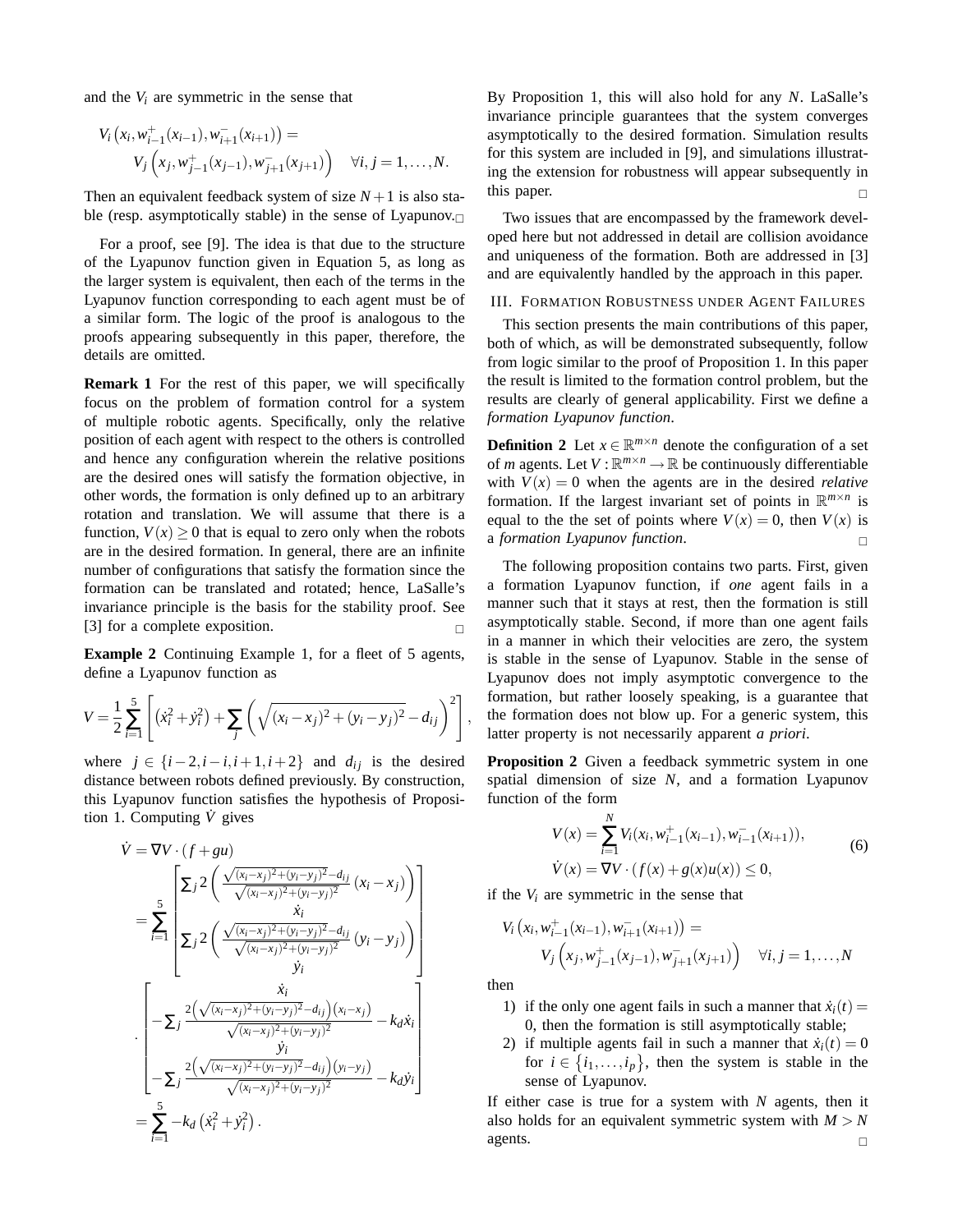and the $V_i$ are symmetric in the sense that

$$V_i\left(x_i, w_{i-1}^{+}(x_{i-1}), w_{i+1}^{-}(x_{i+1})\right) = V_j\left(x_j, w_{j-1}^{+}(x_{j-1}), w_{j+1}^{-}(x_{j+1})\right) \quad \forall i, j = 1, \ldots, N.$$

Then an equivalent feedback system of size $N+1$ is also stable (resp. asymptotically stable) in the sense of Lyapunov. □

For a proof, see [9]. The idea is that due to the structure of the Lyapunov function given in Equation 5, as long as the larger system is equivalent, then each of the terms in the Lyapunov function corresponding to each agent must be of a similar form. The logic of the proof is analogous to the proofs appearing subsequently in this paper, therefore, the details are omitted.

**Remark 1** For the rest of this paper, we will specifically focus on the problem of formation control for a system of multiple robotic agents. Specifically, only the relative position of each agent with respect to the others is controlled and hence any configuration wherein the relative positions are the desired ones will satisfy the formation objective, in other words, the formation is only defined up to an arbitrary rotation and translation. We will assume that there is a function, $V(x) \geq 0$ that is equal to zero only when the robots are in the desired formation. In general, there are an infinite number of configurations that satisfy the formation since the formation can be translated and rotated; hence, LaSalle's invariance principle is the basis for the stability proof. See [3] for a complete exposition. □

**Example 2** Continuing Example 1, for a fleet of 5 agents, define a Lyapunov function as

$$V = \frac{1}{2}\sum_{i=1}^{5}\left[\left(\dot{x}_i^2 + \dot{y}_i^2\right) + \sum_j\left(\sqrt{(x_i - x_j)^2 + (y_i - y_j)^2} - d_{ij}\right)^2\right],$$

where $j \in \{i-2, i-i, i+1, i+2\}$ and $d_{ij}$ is the desired distance between robots defined previously. By construction, this Lyapunov function satisfies the hypothesis of Proposition 1. Computing $\dot{V}$ gives

$$\begin{aligned}
\dot{V} &= \nabla V \cdot (f + gu) \\
&= \sum_{i=1}^{5}\begin{bmatrix} \sum_j 2\left(\frac{\sqrt{(x_i-x_j)^2+(y_i-y_j)^2}-d_{ij}}{\sqrt{(x_i-x_j)^2+(y_i-y_j)^2}}(x_i - x_j)\right) \\ \dot{x}_i \\ \sum_j 2\left(\frac{\sqrt{(x_i-x_j)^2+(y_i-y_j)^2}-d_{ij}}{\sqrt{(x_i-x_j)^2+(y_i-y_j)^2}}(y_i - y_j)\right) \\ \dot{y}_i \end{bmatrix} \\
&\quad \cdot \begin{bmatrix} \dot{x}_i \\ -\sum_j \frac{2\left(\sqrt{(x_i-x_j)^2+(y_i-y_j)^2}-d_{ij}\right)(x_i-x_j)}{\sqrt{(x_i-x_j)^2+(y_i-y_j)^2}} - k_d\dot{x}_i \\ \dot{y}_i \\ -\sum_j \frac{2\left(\sqrt{(x_i-x_j)^2+(y_i-y_j)^2}-d_{ij}\right)(y_i-y_j)}{\sqrt{(x_i-x_j)^2+(y_i-y_j)^2}} - k_d\dot{y}_i \end{bmatrix} \\
&= \sum_{i=1}^{5} -k_d\left(\dot{x}_i^2 + \dot{y}_i^2\right).
\end{aligned}$$

By Proposition 1, this will also hold for any $N$. LaSalle's invariance principle guarantees that the system converges asymptotically to the desired formation. Simulation results for this system are included in [9], and simulations illustrating the extension for robustness will appear subsequently in this paper. □

Two issues that are encompassed by the framework developed here but not addressed in detail are collision avoidance and uniqueness of the formation. Both are addressed in [3] and are equivalently handled by the approach in this paper.

## III. Formation Robustness under Agent Failures

This section presents the main contributions of this paper, both of which, as will be demonstrated subsequently, follow from logic similar to the proof of Proposition 1. In this paper the result is limited to the formation control problem, but the results are clearly of general applicability. First we define a *formation Lyapunov function*.

**Definition 2** Let $x \in \mathbb{R}^{m \times n}$ denote the configuration of a set of $m$ agents. Let $V : \mathbb{R}^{m \times n} \to \mathbb{R}$ be continuously differentiable with $V(x) = 0$ when the agents are in the desired *relative* formation. If the largest invariant set of points in $\mathbb{R}^{m \times n}$ is equal to the the set of points where $V(x) = 0$, then $V(x)$ is a *formation Lyapunov function*. □

The following proposition contains two parts. First, given a formation Lyapunov function, if *one* agent fails in a manner such that it stays at rest, then the formation is still asymptotically stable. Second, if more than one agent fails in a manner in which their velocities are zero, the system is stable in the sense of Lyapunov. Stable in the sense of Lyapunov does not imply asymptotic convergence to the formation, but rather loosely speaking, is a guarantee that the formation does not blow up. For a generic system, this latter property is not necessarily apparent *a priori*.

**Proposition 2** Given a feedback symmetric system in one spatial dimension of size $N$, and a formation Lyapunov function of the form

$$\begin{aligned}
V(x) &= \sum_{i=1}^{N} V_i(x_i, w_{i-1}^{+}(x_{i-1}), w_{i-1}^{-}(x_{i+1})), \\
\dot{V}(x) &= \nabla V \cdot (f(x) + g(x)u(x)) \leq 0,
\end{aligned} \tag{6}$$

if the $V_i$ are symmetric in the sense that

$$V_i\left(x_i, w_{i-1}^{+}(x_{i-1}), w_{i+1}^{-}(x_{i+1})\right) = V_j\left(x_j, w_{j-1}^{+}(x_{j-1}), w_{j+1}^{-}(x_{j+1})\right) \quad \forall i, j = 1, \ldots, N$$

then

1) if the only one agent fails in such a manner that $\dot{x}_i(t) = 0$, then the formation is still asymptotically stable;
2) if multiple agents fail in such a manner that $\dot{x}_i(t) = 0$ for $i \in \{i_1, \ldots, i_p\}$, then the system is stable in the sense of Lyapunov.

If either case is true for a system with $N$ agents, then it also holds for an equivalent symmetric system with $M > N$ agents. □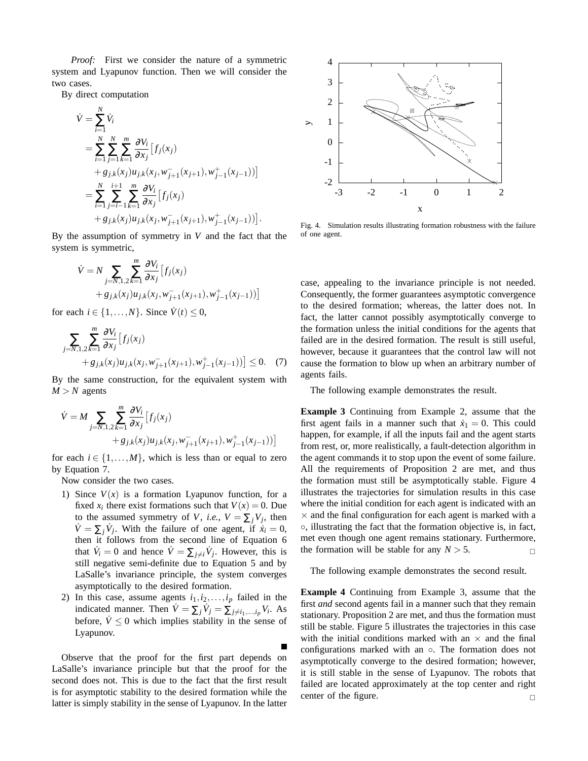*Proof:* First we consider the nature of a symmetric system and Lyapunov function. Then we will consider the two cases.

By direct computation

$$
\begin{aligned}
\dot{V} &= \sum_{i=1}^{N} \dot{V}_i \\
&= \sum_{i=1}^{N} \sum_{j=1}^{N} \sum_{k=1}^{m} \frac{\partial V_i}{\partial x_j} \big[ f_j(x_j) \\
&\quad + g_{j,k}(x_j) u_{j,k}(x_j, w_{j+1}^{-}(x_{j+1}), w_{j-1}^{+}(x_{j-1})) \big] \\
&= \sum_{i=1}^{N} \sum_{j=i-1}^{i+1} \sum_{k=1}^{m} \frac{\partial V_i}{\partial x_j} \big[ f_j(x_j) \\
&\quad + g_{j,k}(x_j) u_{j,k}(x_j, w_{j+1}^{-}(x_{j+1}), w_{j-1}^{+}(x_{j-1})) \big].
\end{aligned}
$$

By the assumption of symmetry in $V$ and the fact that the system is symmetric,

$$
\begin{aligned}
\dot{V} = N \sum_{j=N,1,2} \sum_{k=1}^{m} \frac{\partial V_i}{\partial x_j} \big[ f_j(x_j) \\
+ g_{j,k}(x_j) u_{j,k}(x_j, w_{j+1}^{-}(x_{j+1}), w_{j-1}^{+}(x_{j-1})) \big]
\end{aligned}
$$

for each $i \in \{1, \ldots, N\}$. Since $\dot{V}(t) \leq 0$,

$$
\begin{aligned}
\sum_{j=N,1,2} \sum_{k=1}^{m} \frac{\partial V_i}{\partial x_j} \big[ f_j(x_j) \\
+ g_{j,k}(x_j) u_{j,k}(x_j, w_{j+1}^{-}(x_{j+1}), w_{j-1}^{+}(x_{j-1})) \big] \leq 0. \quad (7)
\end{aligned}
$$

By the same construction, for the equivalent system with $M > N$ agents

$$
\begin{aligned}
\dot{V} = M \sum_{j=N,1,2} \sum_{k=1}^{m} \frac{\partial V_i}{\partial x_j} \big[ f_j(x_j) \\
+ g_{j,k}(x_j) u_{j,k}(x_j, w_{j+1}^{-}(x_{j+1}), w_{j-1}^{+}(x_{j-1})) \big]
\end{aligned}
$$

for each $i \in \{1, \ldots, M\}$, which is less than or equal to zero by Equation 7.

Now consider the two cases.

1) Since $V(x)$ is a formation Lyapunov function, for a fixed $x_i$ there exist formations such that $V(x) = 0$. Due to the assumed symmetry of $V$, *i.e.*, $V = \sum_j V_j$, then $\dot{V} = \sum_j \dot{V}_j$. With the failure of one agent, if $\dot{x}_i = 0$, then it follows from the second line of Equation 6 that $\dot{V}_i = 0$ and hence $\dot{V} = \sum_{j \neq i} \dot{V}_j$. However, this is still negative semi-definite due to Equation 5 and by LaSalle's invariance principle, the system converges asymptotically to the desired formation.
2) In this case, assume agents $i_1, i_2, \ldots, i_p$ failed in the indicated manner. Then $\dot{V} = \sum_j \dot{V}_j = \sum_{j \neq i_1, \ldots, i_p} V_i$. As before, $\dot{V} \leq 0$ which implies stability in the sense of Lyapunov.

■

Observe that the proof for the first part depends on LaSalle's invariance principle but that the proof for the second does not. This is due to the fact that the first result is for asymptotic stability to the desired formation while the latter is simply stability in the sense of Lyapunov. In the latter case, appealing to the invariance principle is not needed. Consequently, the former guarantees asymptotic convergence to the desired formation; whereas, the latter does not. In fact, the latter cannot possibly asymptotically converge to the formation unless the initial conditions for the agents that failed are in the desired formation. The result is still useful, however, because it guarantees that the control law will not cause the formation to blow up when an arbitrary number of agents fails.

The following example demonstrates the result.

y
4
3
2
1
0
-1
-2
-3
-2
-1
0
1
2
x

Fig. 4. Simulation results illustrating formation robustness with the failure of one agent.

**Example 3** Continuing from Example 2, assume that the first agent fails in a manner such that $\dot{x}_1 = 0$. This could happen, for example, if all the inputs fail and the agent starts from rest, or, more realistically, a fault-detection algorithm in the agent commands it to stop upon the event of some failure. All the requirements of Proposition 2 are met, and thus the formation must still be asymptotically stable. Figure 4 illustrates the trajectories for simulation results in this case where the initial condition for each agent is indicated with an $\times$ and the final configuration for each agent is marked with a $\circ$, illustrating the fact that the formation objective is, in fact, met even though one agent remains stationary. Furthermore, the formation will be stable for any $N > 5$. □

The following example demonstrates the second result.

**Example 4** Continuing from Example 3, assume that the first *and* second agents fail in a manner such that they remain stationary. Proposition 2 are met, and thus the formation must still be stable. Figure 5 illustrates the trajectories in this case with the initial conditions marked with an $\times$ and the final configurations marked with an $\circ$. The formation does not asymptotically converge to the desired formation; however, it is still stable in the sense of Lyapunov. The robots that failed are located approximately at the top center and right center of the figure. □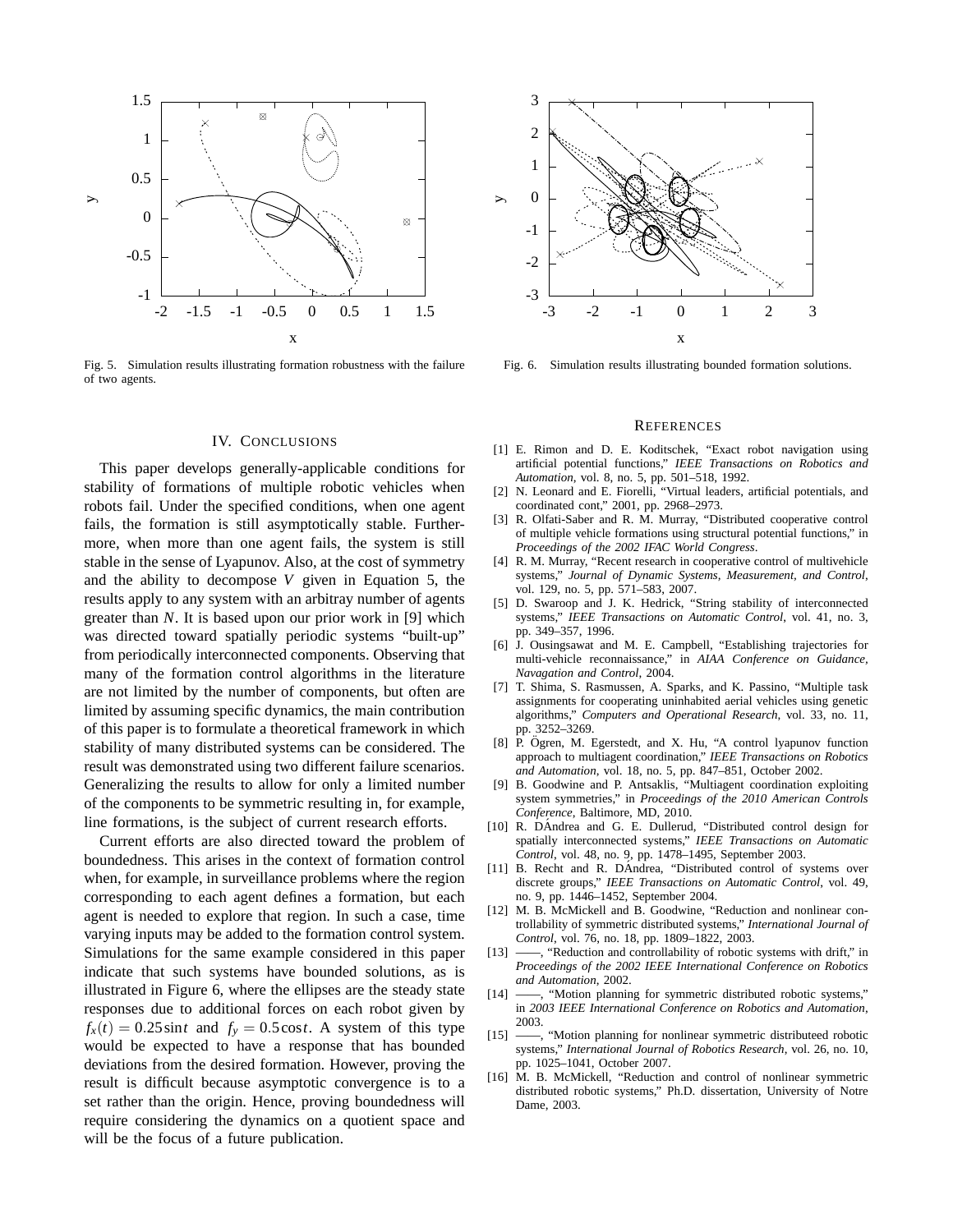1.5
1
0.5
0
-0.5
-1
-2 -1.5 -1 -0.5 0 0.5 1 1.5
x
y

Fig. 5. Simulation results illustrating formation robustness with the failure of two agents.

3
2
1
0
-1
-2
-3
-3 -2 -1 0 1 2 3
x
y

Fig. 6. Simulation results illustrating bounded formation solutions.

## IV. Conclusions

This paper develops generally-applicable conditions for stability of formations of multiple robotic vehicles when robots fail. Under the specified conditions, when one agent fails, the formation is still asymptotically stable. Furthermore, when more than one agent fails, the system is still stable in the sense of Lyapunov. Also, at the cost of symmetry and the ability to decompose $V$ given in Equation 5, the results apply to any system with an arbitray number of agents greater than $N$. It is based upon our prior work in [9] which was directed toward spatially periodic systems "built-up" from periodically interconnected components. Observing that many of the formation control algorithms in the literature are not limited by the number of components, but often are limited by assuming specific dynamics, the main contribution of this paper is to formulate a theoretical framework in which stability of many distributed systems can be considered. The result was demonstrated using two different failure scenarios. Generalizing the results to allow for only a limited number of the components to be symmetric resulting in, for example, line formations, is the subject of current research efforts.

Current efforts are also directed toward the problem of boundedness. This arises in the context of formation control when, for example, in surveillance problems where the region corresponding to each agent defines a formation, but each agent is needed to explore that region. In such a case, time varying inputs may be added to the formation control system. Simulations for the same example considered in this paper indicate that such systems have bounded solutions, as is illustrated in Figure 6, where the ellipses are the steady state responses due to additional forces on each robot given by $f_x(t) = 0.25 \sin t$ and $f_y = 0.5 \cos t$. A system of this type would be expected to have a response that has bounded deviations from the desired formation. However, proving the result is difficult because asymptotic convergence is to a set rather than the origin. Hence, proving boundedness will require considering the dynamics on a quotient space and will be the focus of a future publication.

## References

[1] E. Rimon and D. E. Koditschek, "Exact robot navigation using artificial potential functions," *IEEE Transactions on Robotics and Automation*, vol. 8, no. 5, pp. 501–518, 1992.

[2] N. Leonard and E. Fiorelli, "Virtual leaders, artificial potentials, and coordinated cont," 2001, pp. 2968–2973.

[3] R. Olfati-Saber and R. M. Murray, "Distributed cooperative control of multiple vehicle formations using structural potential functions," in *Proceedings of the 2002 IFAC World Congress*.

[4] R. M. Murray, "Recent research in cooperative control of multivehicle systems," *Journal of Dynamic Systems, Measurement, and Control*, vol. 129, no. 5, pp. 571–583, 2007.

[5] D. Swaroop and J. K. Hedrick, "String stability of interconnected systems," *IEEE Transactions on Automatic Control*, vol. 41, no. 3, pp. 349–357, 1996.

[6] J. Ousingsawat and M. E. Campbell, "Establishing trajectories for multi-vehicle reconnaissance," in *AIAA Conference on Guidance, Navagation and Control*, 2004.

[7] T. Shima, S. Rasmussen, A. Sparks, and K. Passino, "Multiple task assignments for cooperating uninhabited aerial vehicles using genetic algorithms," *Computers and Operational Research*, vol. 33, no. 11, pp. 3252–3269.

[8] P. Ögren, M. Egerstedt, and X. Hu, "A control lyapunov function approach to multiagent coordination," *IEEE Transactions on Robotics and Automation*, vol. 18, no. 5, pp. 847–851, October 2002.

[9] B. Goodwine and P. Antsaklis, "Multiagent coordination exploiting system symmetries," in *Proceedings of the 2010 American Controls Conference*, Baltimore, MD, 2010.

[10] R. DÁndrea and G. E. Dullerud, "Distributed control design for spatially interconnected systems," *IEEE Transactions on Automatic Control*, vol. 48, no. 9, pp. 1478–1495, September 2003.

[11] B. Recht and R. DÁndrea, "Distributed control of systems over discrete groups," *IEEE Transactions on Automatic Control*, vol. 49, no. 9, pp. 1446–1452, September 2004.

[12] M. B. McMickell and B. Goodwine, "Reduction and nonlinear controllability of symmetric distributed systems," *International Journal of Control*, vol. 76, no. 18, pp. 1809–1822, 2003.

[13] ——, "Reduction and controllability of robotic systems with drift," in *Proceedings of the 2002 IEEE International Conference on Robotics and Automation*, 2002.

[14] ——, "Motion planning for symmetric distributed robotic systems," in *2003 IEEE International Conference on Robotics and Automation*, 2003.

[15] ——, "Motion planning for nonlinear symmetric distributeed robotic systems," *International Journal of Robotics Research*, vol. 26, no. 10, pp. 1025–1041, October 2007.

[16] M. B. McMickell, "Reduction and control of nonlinear symmetric distributed robotic systems," Ph.D. dissertation, University of Notre Dame, 2003.